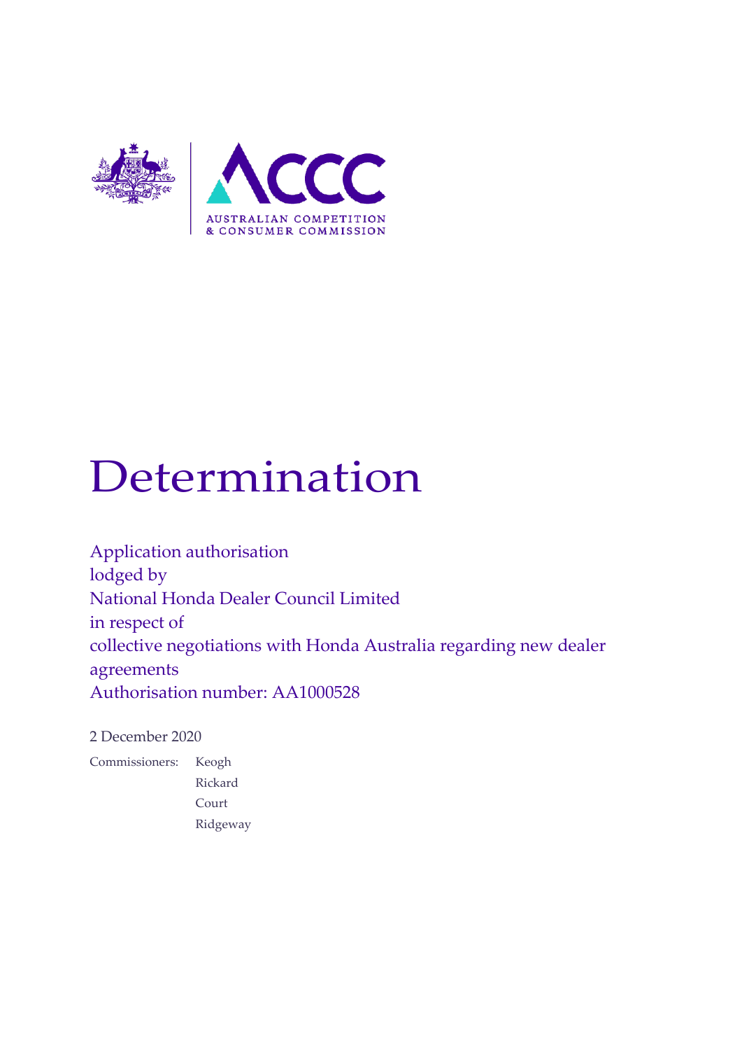AUSTRALIAN COMPETITION & CONSUMER COMMISSION

# Determination

Application authorisation
lodged by
National Honda Dealer Council Limited
in respect of
collective negotiations with Honda Australia regarding new dealer agreements
Authorisation number: AA1000528

2 December 2020

Commissioners: Keogh
Rickard
Court
Ridgeway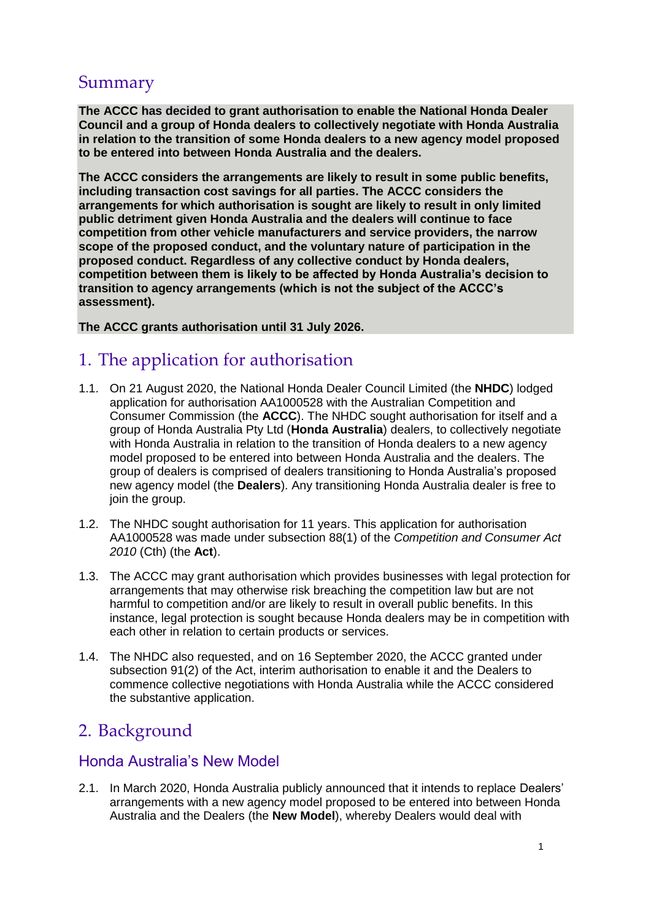## Summary

**The ACCC has decided to grant authorisation to enable the National Honda Dealer Council and a group of Honda dealers to collectively negotiate with Honda Australia in relation to the transition of some Honda dealers to a new agency model proposed to be entered into between Honda Australia and the dealers.**

**The ACCC considers the arrangements are likely to result in some public benefits, including transaction cost savings for all parties. The ACCC considers the arrangements for which authorisation is sought are likely to result in only limited public detriment given Honda Australia and the dealers will continue to face competition from other vehicle manufacturers and service providers, the narrow scope of the proposed conduct, and the voluntary nature of participation in the proposed conduct. Regardless of any collective conduct by Honda dealers, competition between them is likely to be affected by Honda Australia's decision to transition to agency arrangements (which is not the subject of the ACCC's assessment).**

**The ACCC grants authorisation until 31 July 2026.**

## 1. The application for authorisation

1.1. On 21 August 2020, the National Honda Dealer Council Limited (the **NHDC**) lodged application for authorisation AA1000528 with the Australian Competition and Consumer Commission (the **ACCC**). The NHDC sought authorisation for itself and a group of Honda Australia Pty Ltd (**Honda Australia**) dealers, to collectively negotiate with Honda Australia in relation to the transition of Honda dealers to a new agency model proposed to be entered into between Honda Australia and the dealers. The group of dealers is comprised of dealers transitioning to Honda Australia's proposed new agency model (the **Dealers**). Any transitioning Honda Australia dealer is free to join the group.

1.2. The NHDC sought authorisation for 11 years. This application for authorisation AA1000528 was made under subsection 88(1) of the *Competition and Consumer Act 2010* (Cth) (the **Act**).

1.3. The ACCC may grant authorisation which provides businesses with legal protection for arrangements that may otherwise risk breaching the competition law but are not harmful to competition and/or are likely to result in overall public benefits. In this instance, legal protection is sought because Honda dealers may be in competition with each other in relation to certain products or services.

1.4. The NHDC also requested, and on 16 September 2020, the ACCC granted under subsection 91(2) of the Act, interim authorisation to enable it and the Dealers to commence collective negotiations with Honda Australia while the ACCC considered the substantive application.

## 2. Background

### Honda Australia's New Model

2.1. In March 2020, Honda Australia publicly announced that it intends to replace Dealers' arrangements with a new agency model proposed to be entered into between Honda Australia and the Dealers (the **New Model**), whereby Dealers would deal with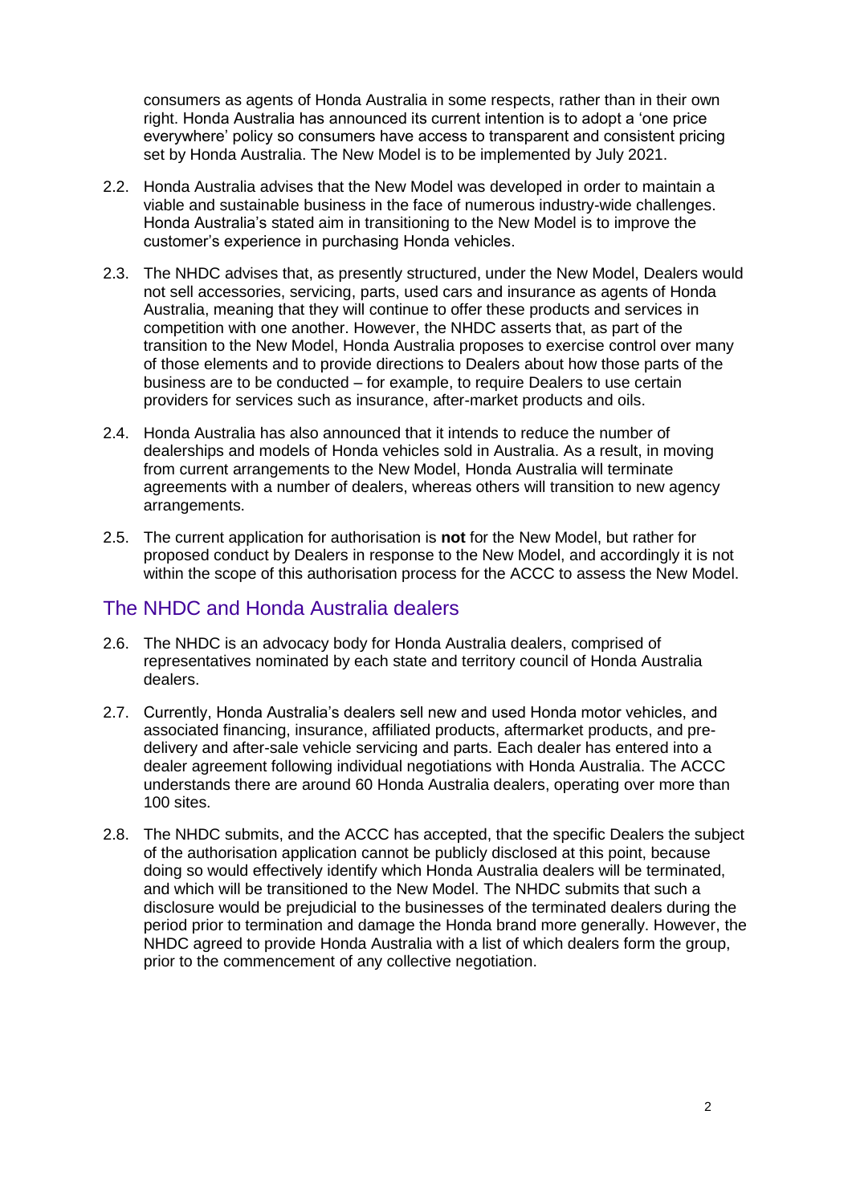consumers as agents of Honda Australia in some respects, rather than in their own right. Honda Australia has announced its current intention is to adopt a 'one price everywhere' policy so consumers have access to transparent and consistent pricing set by Honda Australia. The New Model is to be implemented by July 2021.

2.2. Honda Australia advises that the New Model was developed in order to maintain a viable and sustainable business in the face of numerous industry-wide challenges. Honda Australia's stated aim in transitioning to the New Model is to improve the customer's experience in purchasing Honda vehicles.

2.3. The NHDC advises that, as presently structured, under the New Model, Dealers would not sell accessories, servicing, parts, used cars and insurance as agents of Honda Australia, meaning that they will continue to offer these products and services in competition with one another. However, the NHDC asserts that, as part of the transition to the New Model, Honda Australia proposes to exercise control over many of those elements and to provide directions to Dealers about how those parts of the business are to be conducted – for example, to require Dealers to use certain providers for services such as insurance, after-market products and oils.

2.4. Honda Australia has also announced that it intends to reduce the number of dealerships and models of Honda vehicles sold in Australia. As a result, in moving from current arrangements to the New Model, Honda Australia will terminate agreements with a number of dealers, whereas others will transition to new agency arrangements.

2.5. The current application for authorisation is **not** for the New Model, but rather for proposed conduct by Dealers in response to the New Model, and accordingly it is not within the scope of this authorisation process for the ACCC to assess the New Model.

## The NHDC and Honda Australia dealers

2.6. The NHDC is an advocacy body for Honda Australia dealers, comprised of representatives nominated by each state and territory council of Honda Australia dealers.

2.7. Currently, Honda Australia's dealers sell new and used Honda motor vehicles, and associated financing, insurance, affiliated products, aftermarket products, and pre-delivery and after-sale vehicle servicing and parts. Each dealer has entered into a dealer agreement following individual negotiations with Honda Australia. The ACCC understands there are around 60 Honda Australia dealers, operating over more than 100 sites.

2.8. The NHDC submits, and the ACCC has accepted, that the specific Dealers the subject of the authorisation application cannot be publicly disclosed at this point, because doing so would effectively identify which Honda Australia dealers will be terminated, and which will be transitioned to the New Model. The NHDC submits that such a disclosure would be prejudicial to the businesses of the terminated dealers during the period prior to termination and damage the Honda brand more generally. However, the NHDC agreed to provide Honda Australia with a list of which dealers form the group, prior to the commencement of any collective negotiation.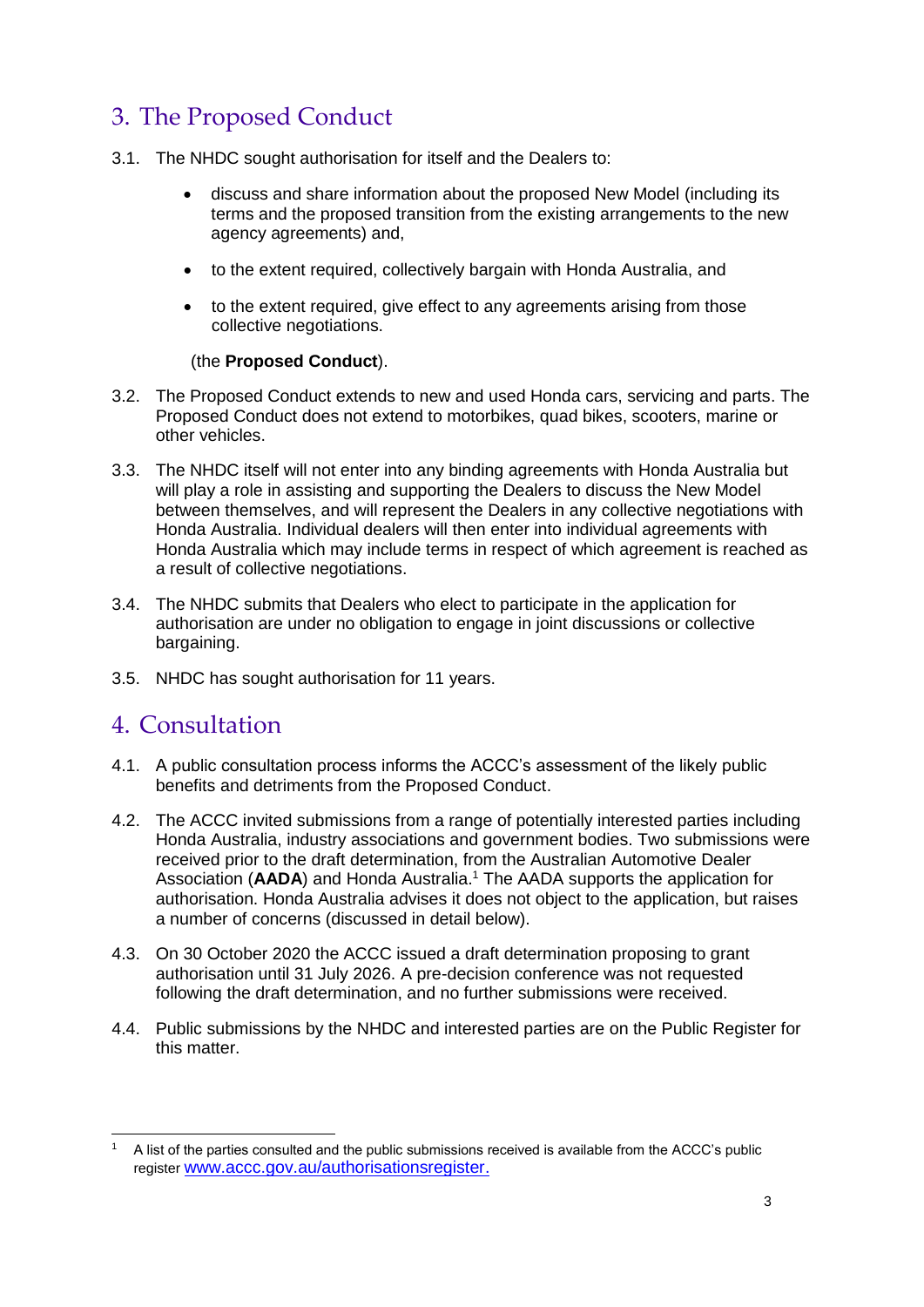## 3. The Proposed Conduct

3.1. The NHDC sought authorisation for itself and the Dealers to:

- discuss and share information about the proposed New Model (including its terms and the proposed transition from the existing arrangements to the new agency agreements) and,
- to the extent required, collectively bargain with Honda Australia, and
- to the extent required, give effect to any agreements arising from those collective negotiations.

(the **Proposed Conduct**).

3.2. The Proposed Conduct extends to new and used Honda cars, servicing and parts. The Proposed Conduct does not extend to motorbikes, quad bikes, scooters, marine or other vehicles.

3.3. The NHDC itself will not enter into any binding agreements with Honda Australia but will play a role in assisting and supporting the Dealers to discuss the New Model between themselves, and will represent the Dealers in any collective negotiations with Honda Australia. Individual dealers will then enter into individual agreements with Honda Australia which may include terms in respect of which agreement is reached as a result of collective negotiations.

3.4. The NHDC submits that Dealers who elect to participate in the application for authorisation are under no obligation to engage in joint discussions or collective bargaining.

3.5. NHDC has sought authorisation for 11 years.

## 4. Consultation

4.1. A public consultation process informs the ACCC's assessment of the likely public benefits and detriments from the Proposed Conduct.

4.2. The ACCC invited submissions from a range of potentially interested parties including Honda Australia, industry associations and government bodies. Two submissions were received prior to the draft determination, from the Australian Automotive Dealer Association (**AADA**) and Honda Australia.[1] The AADA supports the application for authorisation. Honda Australia advises it does not object to the application, but raises a number of concerns (discussed in detail below).

4.3. On 30 October 2020 the ACCC issued a draft determination proposing to grant authorisation until 31 July 2026. A pre-decision conference was not requested following the draft determination, and no further submissions were received.

4.4. Public submissions by the NHDC and interested parties are on the Public Register for this matter.

---

[1] A list of the parties consulted and the public submissions received is available from the ACCC's public register www.accc.gov.au/authorisationsregister.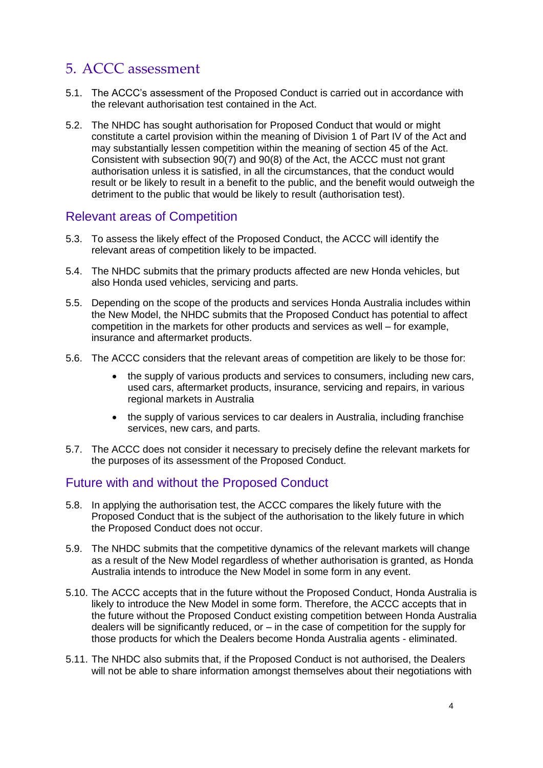## 5. ACCC assessment

5.1. The ACCC's assessment of the Proposed Conduct is carried out in accordance with the relevant authorisation test contained in the Act.

5.2. The NHDC has sought authorisation for Proposed Conduct that would or might constitute a cartel provision within the meaning of Division 1 of Part IV of the Act and may substantially lessen competition within the meaning of section 45 of the Act. Consistent with subsection 90(7) and 90(8) of the Act, the ACCC must not grant authorisation unless it is satisfied, in all the circumstances, that the conduct would result or be likely to result in a benefit to the public, and the benefit would outweigh the detriment to the public that would be likely to result (authorisation test).

### Relevant areas of Competition

5.3. To assess the likely effect of the Proposed Conduct, the ACCC will identify the relevant areas of competition likely to be impacted.

5.4. The NHDC submits that the primary products affected are new Honda vehicles, but also Honda used vehicles, servicing and parts.

5.5. Depending on the scope of the products and services Honda Australia includes within the New Model, the NHDC submits that the Proposed Conduct has potential to affect competition in the markets for other products and services as well – for example, insurance and aftermarket products.

5.6. The ACCC considers that the relevant areas of competition are likely to be those for:

- the supply of various products and services to consumers, including new cars, used cars, aftermarket products, insurance, servicing and repairs, in various regional markets in Australia
- the supply of various services to car dealers in Australia, including franchise services, new cars, and parts.

5.7. The ACCC does not consider it necessary to precisely define the relevant markets for the purposes of its assessment of the Proposed Conduct.

### Future with and without the Proposed Conduct

5.8. In applying the authorisation test, the ACCC compares the likely future with the Proposed Conduct that is the subject of the authorisation to the likely future in which the Proposed Conduct does not occur.

5.9. The NHDC submits that the competitive dynamics of the relevant markets will change as a result of the New Model regardless of whether authorisation is granted, as Honda Australia intends to introduce the New Model in some form in any event.

5.10. The ACCC accepts that in the future without the Proposed Conduct, Honda Australia is likely to introduce the New Model in some form. Therefore, the ACCC accepts that in the future without the Proposed Conduct existing competition between Honda Australia dealers will be significantly reduced, or – in the case of competition for the supply for those products for which the Dealers become Honda Australia agents - eliminated.

5.11. The NHDC also submits that, if the Proposed Conduct is not authorised, the Dealers will not be able to share information amongst themselves about their negotiations with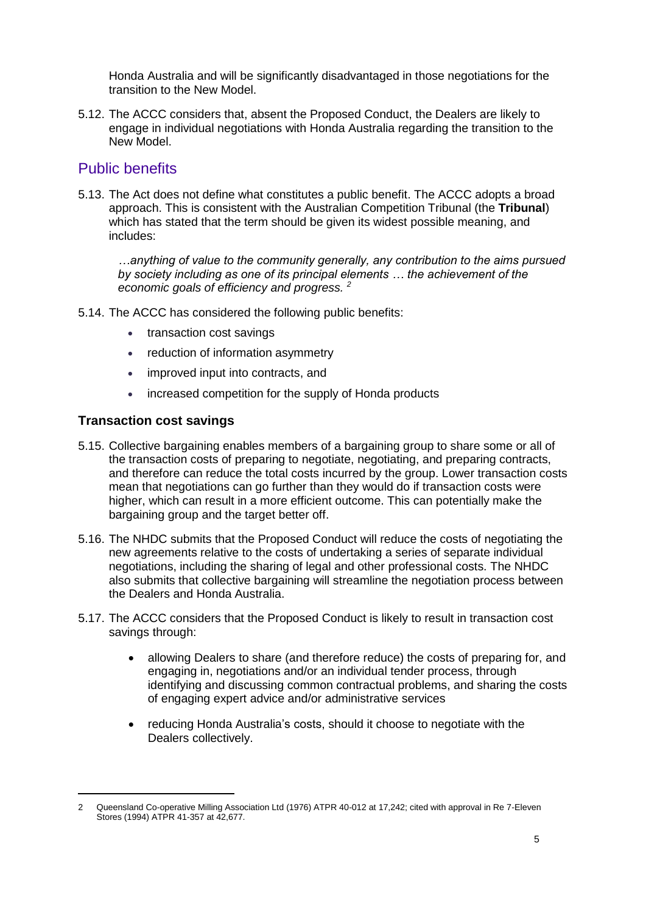Honda Australia and will be significantly disadvantaged in those negotiations for the transition to the New Model.

5.12. The ACCC considers that, absent the Proposed Conduct, the Dealers are likely to engage in individual negotiations with Honda Australia regarding the transition to the New Model.

## Public benefits

5.13. The Act does not define what constitutes a public benefit. The ACCC adopts a broad approach. This is consistent with the Australian Competition Tribunal (the **Tribunal**) which has stated that the term should be given its widest possible meaning, and includes:

> *…anything of value to the community generally, any contribution to the aims pursued by society including as one of its principal elements … the achievement of the economic goals of efficiency and progress.* [2]

5.14. The ACCC has considered the following public benefits:

- transaction cost savings
- reduction of information asymmetry
- improved input into contracts, and
- increased competition for the supply of Honda products

### Transaction cost savings

5.15. Collective bargaining enables members of a bargaining group to share some or all of the transaction costs of preparing to negotiate, negotiating, and preparing contracts, and therefore can reduce the total costs incurred by the group. Lower transaction costs mean that negotiations can go further than they would do if transaction costs were higher, which can result in a more efficient outcome. This can potentially make the bargaining group and the target better off.

5.16. The NHDC submits that the Proposed Conduct will reduce the costs of negotiating the new agreements relative to the costs of undertaking a series of separate individual negotiations, including the sharing of legal and other professional costs. The NHDC also submits that collective bargaining will streamline the negotiation process between the Dealers and Honda Australia.

5.17. The ACCC considers that the Proposed Conduct is likely to result in transaction cost savings through:

- allowing Dealers to share (and therefore reduce) the costs of preparing for, and engaging in, negotiations and/or an individual tender process, through identifying and discussing common contractual problems, and sharing the costs of engaging expert advice and/or administrative services
- reducing Honda Australia's costs, should it choose to negotiate with the Dealers collectively.

---

2 Queensland Co-operative Milling Association Ltd (1976) ATPR 40-012 at 17,242; cited with approval in Re 7-Eleven Stores (1994) ATPR 41-357 at 42,677.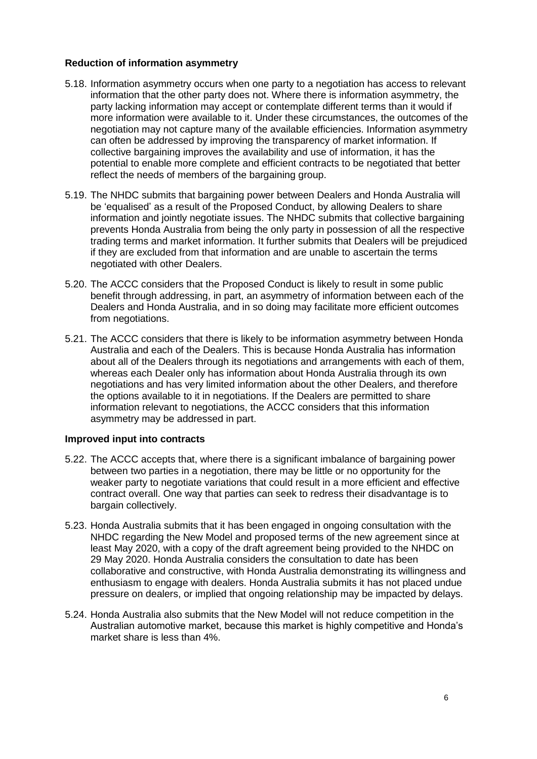**Reduction of information asymmetry**

5.18. Information asymmetry occurs when one party to a negotiation has access to relevant information that the other party does not. Where there is information asymmetry, the party lacking information may accept or contemplate different terms than it would if more information were available to it. Under these circumstances, the outcomes of the negotiation may not capture many of the available efficiencies. Information asymmetry can often be addressed by improving the transparency of market information. If collective bargaining improves the availability and use of information, it has the potential to enable more complete and efficient contracts to be negotiated that better reflect the needs of members of the bargaining group.

5.19. The NHDC submits that bargaining power between Dealers and Honda Australia will be 'equalised' as a result of the Proposed Conduct, by allowing Dealers to share information and jointly negotiate issues. The NHDC submits that collective bargaining prevents Honda Australia from being the only party in possession of all the respective trading terms and market information. It further submits that Dealers will be prejudiced if they are excluded from that information and are unable to ascertain the terms negotiated with other Dealers.

5.20. The ACCC considers that the Proposed Conduct is likely to result in some public benefit through addressing, in part, an asymmetry of information between each of the Dealers and Honda Australia, and in so doing may facilitate more efficient outcomes from negotiations.

5.21. The ACCC considers that there is likely to be information asymmetry between Honda Australia and each of the Dealers. This is because Honda Australia has information about all of the Dealers through its negotiations and arrangements with each of them, whereas each Dealer only has information about Honda Australia through its own negotiations and has very limited information about the other Dealers, and therefore the options available to it in negotiations. If the Dealers are permitted to share information relevant to negotiations, the ACCC considers that this information asymmetry may be addressed in part.

**Improved input into contracts**

5.22. The ACCC accepts that, where there is a significant imbalance of bargaining power between two parties in a negotiation, there may be little or no opportunity for the weaker party to negotiate variations that could result in a more efficient and effective contract overall. One way that parties can seek to redress their disadvantage is to bargain collectively.

5.23. Honda Australia submits that it has been engaged in ongoing consultation with the NHDC regarding the New Model and proposed terms of the new agreement since at least May 2020, with a copy of the draft agreement being provided to the NHDC on 29 May 2020. Honda Australia considers the consultation to date has been collaborative and constructive, with Honda Australia demonstrating its willingness and enthusiasm to engage with dealers. Honda Australia submits it has not placed undue pressure on dealers, or implied that ongoing relationship may be impacted by delays.

5.24. Honda Australia also submits that the New Model will not reduce competition in the Australian automotive market, because this market is highly competitive and Honda's market share is less than 4%.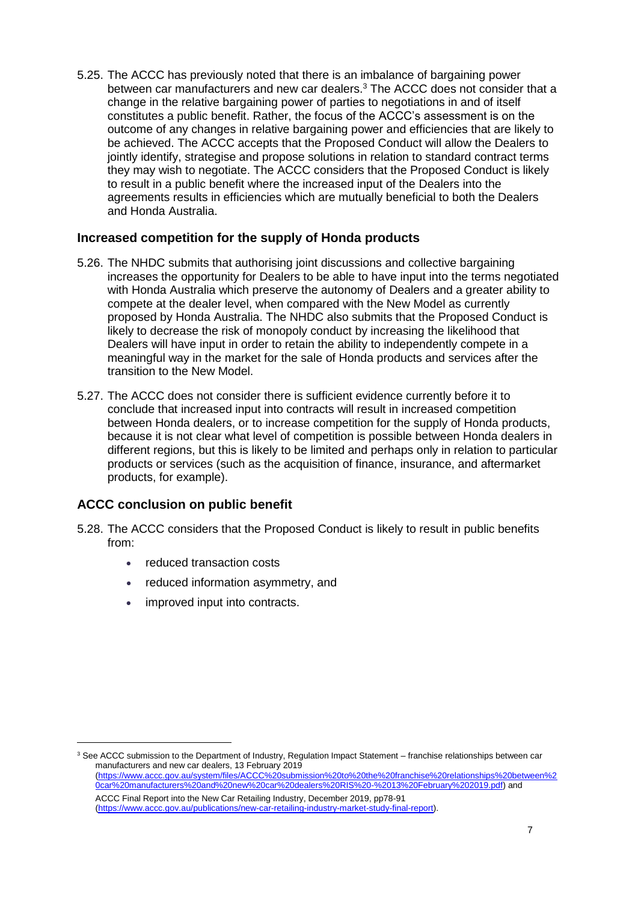5.25. The ACCC has previously noted that there is an imbalance of bargaining power between car manufacturers and new car dealers.[3] The ACCC does not consider that a change in the relative bargaining power of parties to negotiations in and of itself constitutes a public benefit. Rather, the focus of the ACCC's assessment is on the outcome of any changes in relative bargaining power and efficiencies that are likely to be achieved. The ACCC accepts that the Proposed Conduct will allow the Dealers to jointly identify, strategise and propose solutions in relation to standard contract terms they may wish to negotiate. The ACCC considers that the Proposed Conduct is likely to result in a public benefit where the increased input of the Dealers into the agreements results in efficiencies which are mutually beneficial to both the Dealers and Honda Australia.

### Increased competition for the supply of Honda products

5.26. The NHDC submits that authorising joint discussions and collective bargaining increases the opportunity for Dealers to be able to have input into the terms negotiated with Honda Australia which preserve the autonomy of Dealers and a greater ability to compete at the dealer level, when compared with the New Model as currently proposed by Honda Australia. The NHDC also submits that the Proposed Conduct is likely to decrease the risk of monopoly conduct by increasing the likelihood that Dealers will have input in order to retain the ability to independently compete in a meaningful way in the market for the sale of Honda products and services after the transition to the New Model.

5.27. The ACCC does not consider there is sufficient evidence currently before it to conclude that increased input into contracts will result in increased competition between Honda dealers, or to increase competition for the supply of Honda products, because it is not clear what level of competition is possible between Honda dealers in different regions, but this is likely to be limited and perhaps only in relation to particular products or services (such as the acquisition of finance, insurance, and aftermarket products, for example).

### ACCC conclusion on public benefit

5.28. The ACCC considers that the Proposed Conduct is likely to result in public benefits from:

- reduced transaction costs
- reduced information asymmetry, and
- improved input into contracts.

---

[3] See ACCC submission to the Department of Industry, Regulation Impact Statement – franchise relationships between car manufacturers and new car dealers, 13 February 2019 (https://www.accc.gov.au/system/files/ACCC%20submission%20to%20the%20franchise%20relationships%20between%20car%20manufacturers%20and%20new%20car%20dealers%20RIS%20-%2013%20February%202019.pdf) and ACCC Final Report into the New Car Retailing Industry, December 2019, pp78-91 (https://www.accc.gov.au/publications/new-car-retailing-industry-market-study-final-report).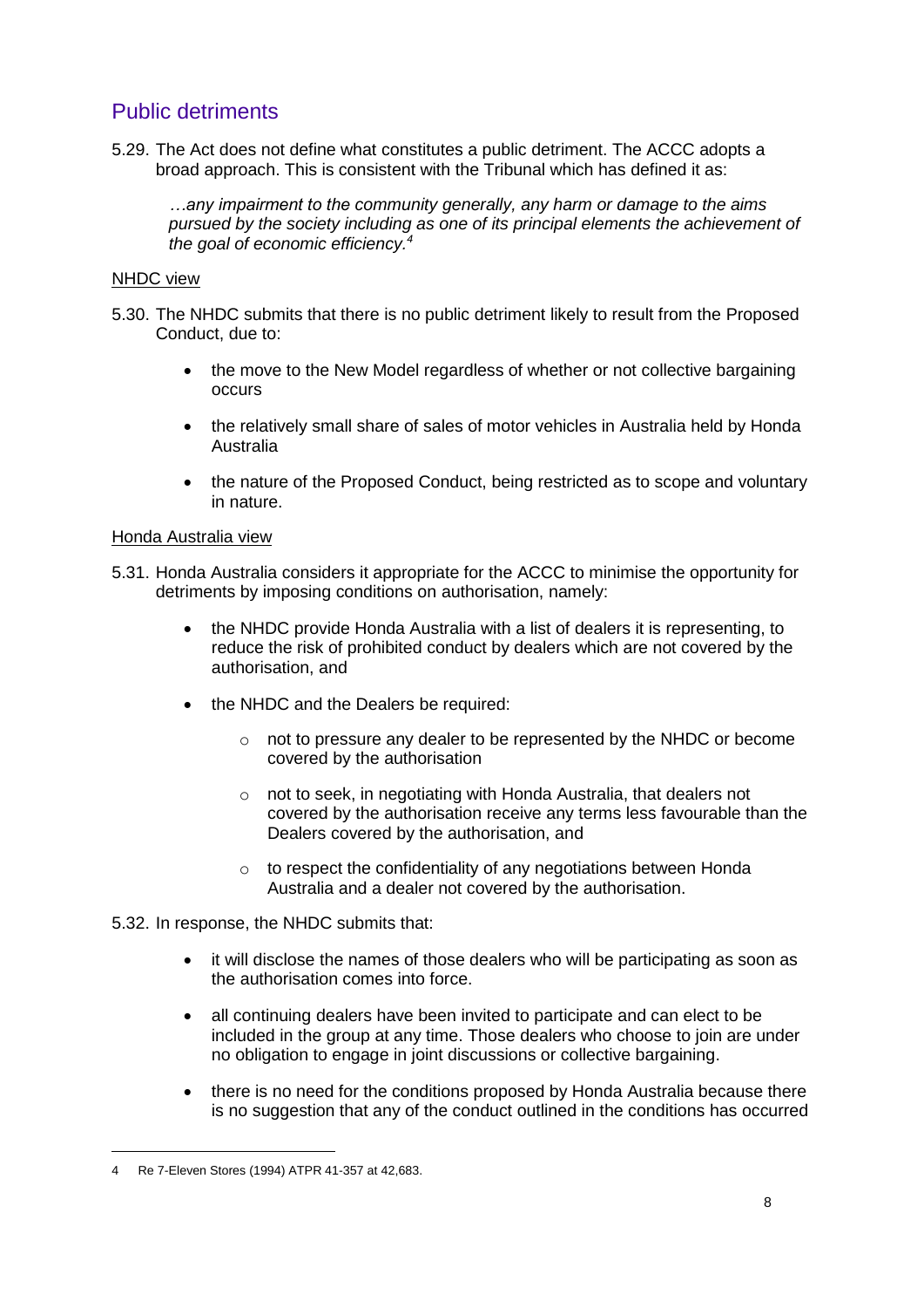## Public detriments

5.29. The Act does not define what constitutes a public detriment. The ACCC adopts a broad approach. This is consistent with the Tribunal which has defined it as:

> *…any impairment to the community generally, any harm or damage to the aims pursued by the society including as one of its principal elements the achievement of the goal of economic efficiency.*[4]

NHDC view

5.30. The NHDC submits that there is no public detriment likely to result from the Proposed Conduct, due to:

- the move to the New Model regardless of whether or not collective bargaining occurs
- the relatively small share of sales of motor vehicles in Australia held by Honda Australia
- the nature of the Proposed Conduct, being restricted as to scope and voluntary in nature.

Honda Australia view

5.31. Honda Australia considers it appropriate for the ACCC to minimise the opportunity for detriments by imposing conditions on authorisation, namely:

- the NHDC provide Honda Australia with a list of dealers it is representing, to reduce the risk of prohibited conduct by dealers which are not covered by the authorisation, and
- the NHDC and the Dealers be required:
  - not to pressure any dealer to be represented by the NHDC or become covered by the authorisation
  - not to seek, in negotiating with Honda Australia, that dealers not covered by the authorisation receive any terms less favourable than the Dealers covered by the authorisation, and
  - to respect the confidentiality of any negotiations between Honda Australia and a dealer not covered by the authorisation.

5.32. In response, the NHDC submits that:

- it will disclose the names of those dealers who will be participating as soon as the authorisation comes into force.
- all continuing dealers have been invited to participate and can elect to be included in the group at any time. Those dealers who choose to join are under no obligation to engage in joint discussions or collective bargaining.
- there is no need for the conditions proposed by Honda Australia because there is no suggestion that any of the conduct outlined in the conditions has occurred

---

4 Re 7-Eleven Stores (1994) ATPR 41-357 at 42,683.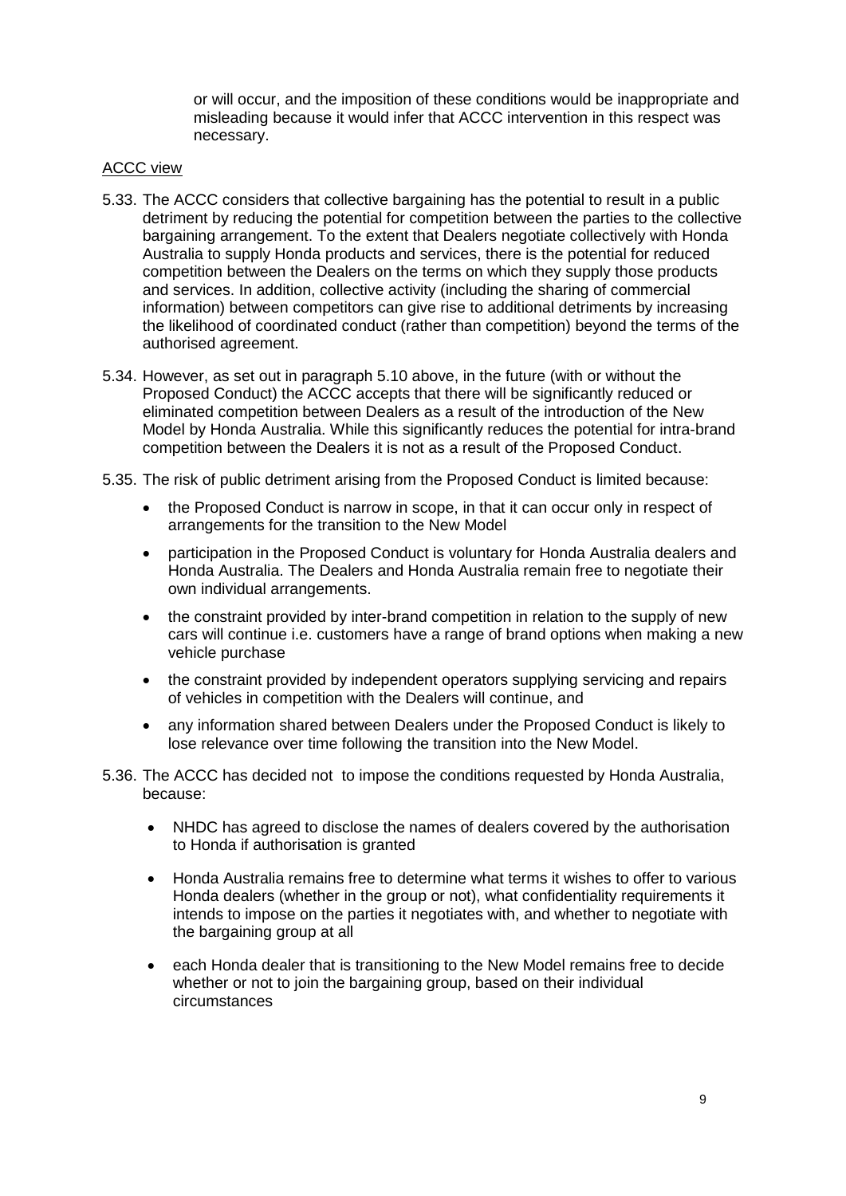or will occur, and the imposition of these conditions would be inappropriate and misleading because it would infer that ACCC intervention in this respect was necessary.

ACCC view

5.33. The ACCC considers that collective bargaining has the potential to result in a public detriment by reducing the potential for competition between the parties to the collective bargaining arrangement. To the extent that Dealers negotiate collectively with Honda Australia to supply Honda products and services, there is the potential for reduced competition between the Dealers on the terms on which they supply those products and services. In addition, collective activity (including the sharing of commercial information) between competitors can give rise to additional detriments by increasing the likelihood of coordinated conduct (rather than competition) beyond the terms of the authorised agreement.

5.34. However, as set out in paragraph 5.10 above, in the future (with or without the Proposed Conduct) the ACCC accepts that there will be significantly reduced or eliminated competition between Dealers as a result of the introduction of the New Model by Honda Australia. While this significantly reduces the potential for intra-brand competition between the Dealers it is not as a result of the Proposed Conduct.

5.35. The risk of public detriment arising from the Proposed Conduct is limited because:

- the Proposed Conduct is narrow in scope, in that it can occur only in respect of arrangements for the transition to the New Model
- participation in the Proposed Conduct is voluntary for Honda Australia dealers and Honda Australia. The Dealers and Honda Australia remain free to negotiate their own individual arrangements.
- the constraint provided by inter-brand competition in relation to the supply of new cars will continue i.e. customers have a range of brand options when making a new vehicle purchase
- the constraint provided by independent operators supplying servicing and repairs of vehicles in competition with the Dealers will continue, and
- any information shared between Dealers under the Proposed Conduct is likely to lose relevance over time following the transition into the New Model.

5.36. The ACCC has decided not to impose the conditions requested by Honda Australia, because:

- NHDC has agreed to disclose the names of dealers covered by the authorisation to Honda if authorisation is granted
- Honda Australia remains free to determine what terms it wishes to offer to various Honda dealers (whether in the group or not), what confidentiality requirements it intends to impose on the parties it negotiates with, and whether to negotiate with the bargaining group at all
- each Honda dealer that is transitioning to the New Model remains free to decide whether or not to join the bargaining group, based on their individual circumstances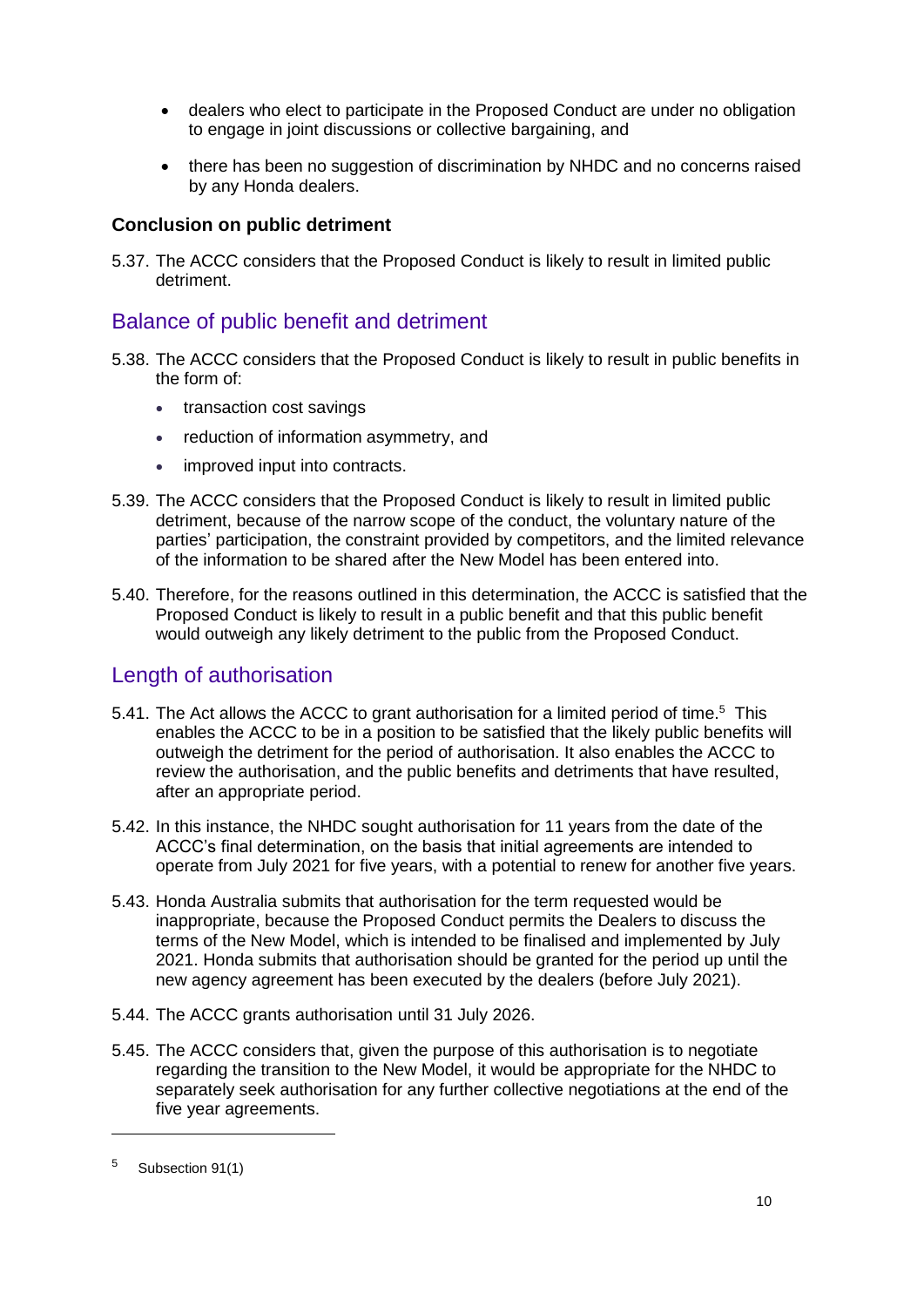- dealers who elect to participate in the Proposed Conduct are under no obligation to engage in joint discussions or collective bargaining, and
- there has been no suggestion of discrimination by NHDC and no concerns raised by any Honda dealers.

### Conclusion on public detriment

5.37. The ACCC considers that the Proposed Conduct is likely to result in limited public detriment.

## Balance of public benefit and detriment

5.38. The ACCC considers that the Proposed Conduct is likely to result in public benefits in the form of:

- transaction cost savings
- reduction of information asymmetry, and
- improved input into contracts.

5.39. The ACCC considers that the Proposed Conduct is likely to result in limited public detriment, because of the narrow scope of the conduct, the voluntary nature of the parties' participation, the constraint provided by competitors, and the limited relevance of the information to be shared after the New Model has been entered into.

5.40. Therefore, for the reasons outlined in this determination, the ACCC is satisfied that the Proposed Conduct is likely to result in a public benefit and that this public benefit would outweigh any likely detriment to the public from the Proposed Conduct.

## Length of authorisation

5.41. The Act allows the ACCC to grant authorisation for a limited period of time.[5] This enables the ACCC to be in a position to be satisfied that the likely public benefits will outweigh the detriment for the period of authorisation. It also enables the ACCC to review the authorisation, and the public benefits and detriments that have resulted, after an appropriate period.

5.42. In this instance, the NHDC sought authorisation for 11 years from the date of the ACCC's final determination, on the basis that initial agreements are intended to operate from July 2021 for five years, with a potential to renew for another five years.

5.43. Honda Australia submits that authorisation for the term requested would be inappropriate, because the Proposed Conduct permits the Dealers to discuss the terms of the New Model, which is intended to be finalised and implemented by July 2021. Honda submits that authorisation should be granted for the period up until the new agency agreement has been executed by the dealers (before July 2021).

5.44. The ACCC grants authorisation until 31 July 2026.

5.45. The ACCC considers that, given the purpose of this authorisation is to negotiate regarding the transition to the New Model, it would be appropriate for the NHDC to separately seek authorisation for any further collective negotiations at the end of the five year agreements.

---

[5] Subsection 91(1)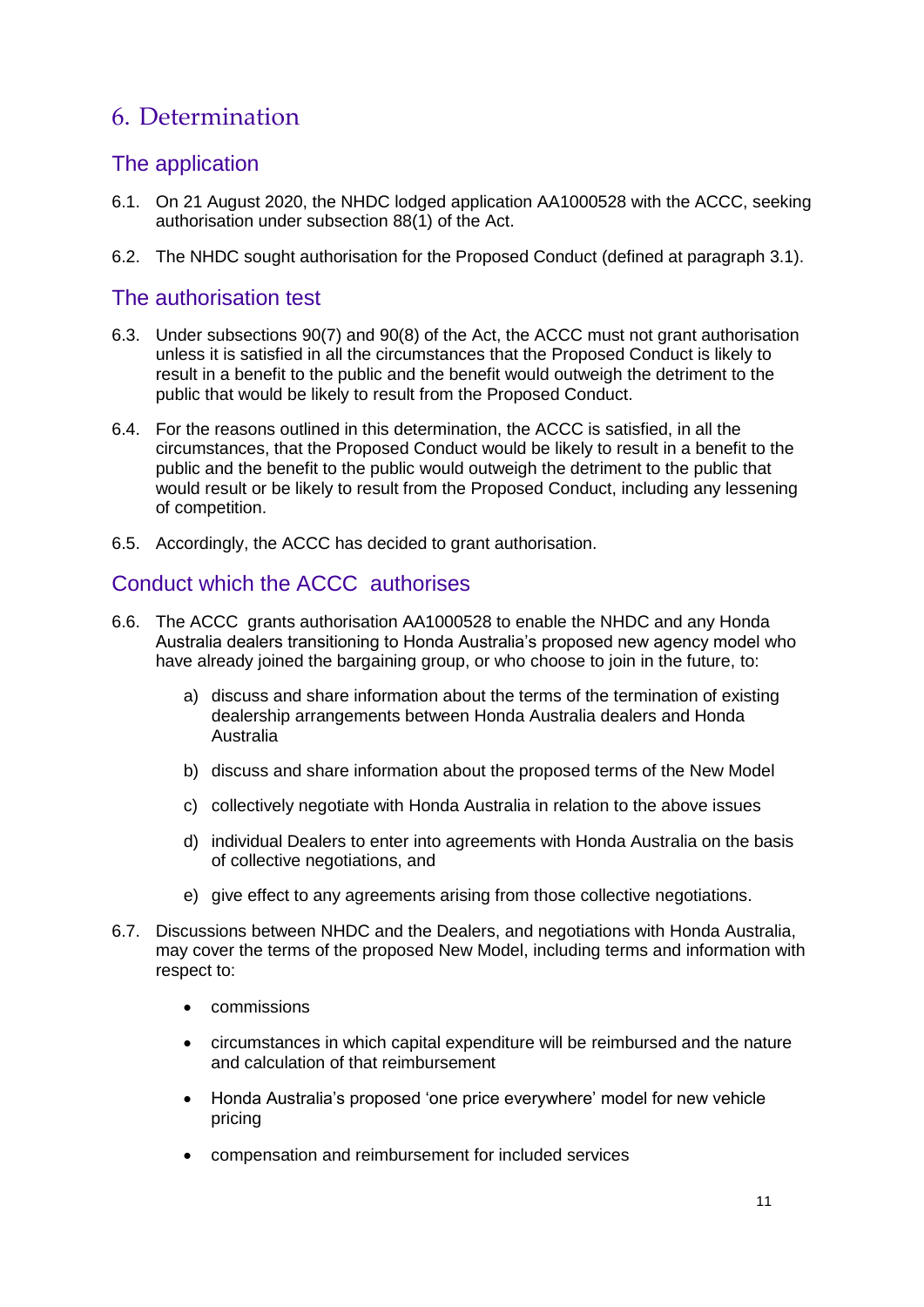# 6. Determination

## The application

6.1. On 21 August 2020, the NHDC lodged application AA1000528 with the ACCC, seeking authorisation under subsection 88(1) of the Act.

6.2. The NHDC sought authorisation for the Proposed Conduct (defined at paragraph 3.1).

## The authorisation test

6.3. Under subsections 90(7) and 90(8) of the Act, the ACCC must not grant authorisation unless it is satisfied in all the circumstances that the Proposed Conduct is likely to result in a benefit to the public and the benefit would outweigh the detriment to the public that would be likely to result from the Proposed Conduct.

6.4. For the reasons outlined in this determination, the ACCC is satisfied, in all the circumstances, that the Proposed Conduct would be likely to result in a benefit to the public and the benefit to the public would outweigh the detriment to the public that would result or be likely to result from the Proposed Conduct, including any lessening of competition.

6.5. Accordingly, the ACCC has decided to grant authorisation.

## Conduct which the ACCC authorises

6.6. The ACCC grants authorisation AA1000528 to enable the NHDC and any Honda Australia dealers transitioning to Honda Australia's proposed new agency model who have already joined the bargaining group, or who choose to join in the future, to:

a) discuss and share information about the terms of the termination of existing dealership arrangements between Honda Australia dealers and Honda Australia

b) discuss and share information about the proposed terms of the New Model

c) collectively negotiate with Honda Australia in relation to the above issues

d) individual Dealers to enter into agreements with Honda Australia on the basis of collective negotiations, and

e) give effect to any agreements arising from those collective negotiations.

6.7. Discussions between NHDC and the Dealers, and negotiations with Honda Australia, may cover the terms of the proposed New Model, including terms and information with respect to:

- commissions
- circumstances in which capital expenditure will be reimbursed and the nature and calculation of that reimbursement
- Honda Australia's proposed 'one price everywhere' model for new vehicle pricing
- compensation and reimbursement for included services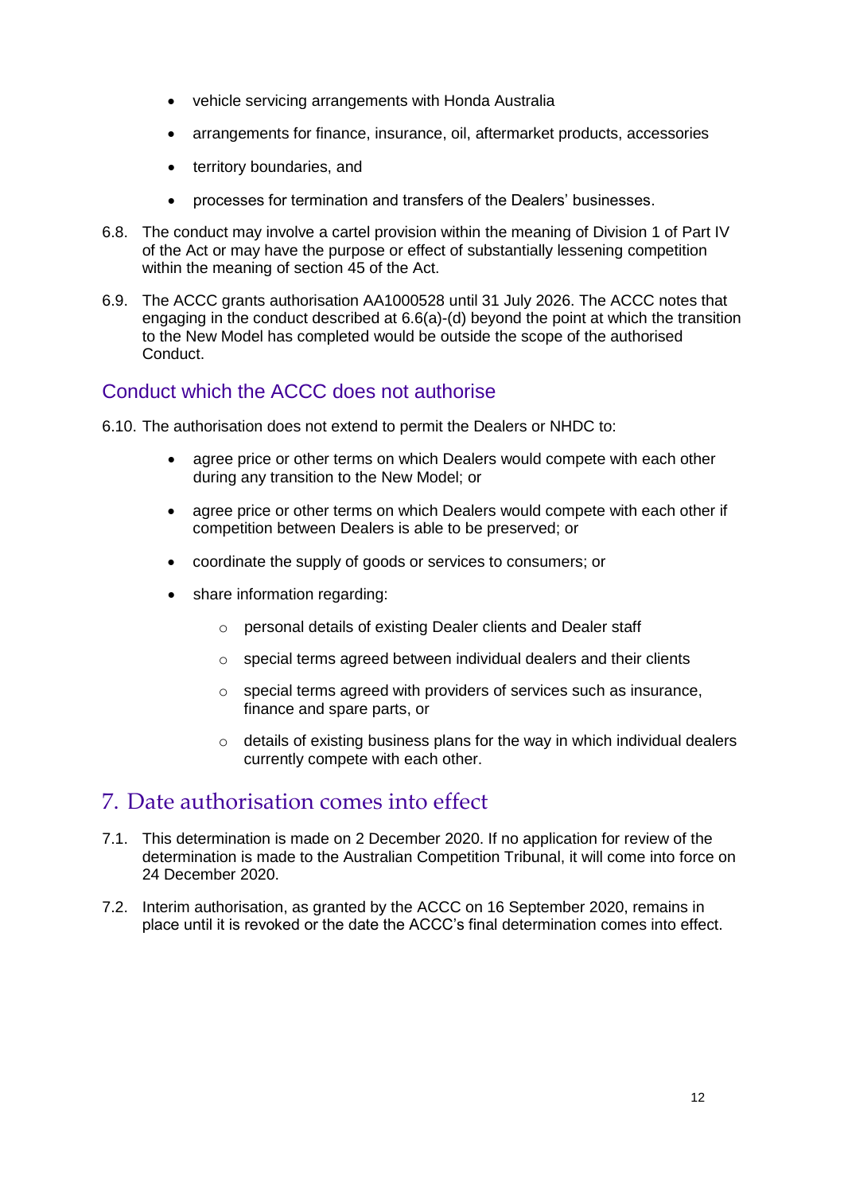- vehicle servicing arrangements with Honda Australia
- arrangements for finance, insurance, oil, aftermarket products, accessories
- territory boundaries, and
- processes for termination and transfers of the Dealers' businesses.

6.8. The conduct may involve a cartel provision within the meaning of Division 1 of Part IV of the Act or may have the purpose or effect of substantially lessening competition within the meaning of section 45 of the Act.

6.9. The ACCC grants authorisation AA1000528 until 31 July 2026. The ACCC notes that engaging in the conduct described at 6.6(a)-(d) beyond the point at which the transition to the New Model has completed would be outside the scope of the authorised Conduct.

### Conduct which the ACCC does not authorise

6.10. The authorisation does not extend to permit the Dealers or NHDC to:

- agree price or other terms on which Dealers would compete with each other during any transition to the New Model; or
- agree price or other terms on which Dealers would compete with each other if competition between Dealers is able to be preserved; or
- coordinate the supply of goods or services to consumers; or
- share information regarding:
  - personal details of existing Dealer clients and Dealer staff
  - special terms agreed between individual dealers and their clients
  - special terms agreed with providers of services such as insurance, finance and spare parts, or
  - details of existing business plans for the way in which individual dealers currently compete with each other.

## 7. Date authorisation comes into effect

7.1. This determination is made on 2 December 2020. If no application for review of the determination is made to the Australian Competition Tribunal, it will come into force on 24 December 2020.

7.2. Interim authorisation, as granted by the ACCC on 16 September 2020, remains in place until it is revoked or the date the ACCC's final determination comes into effect.